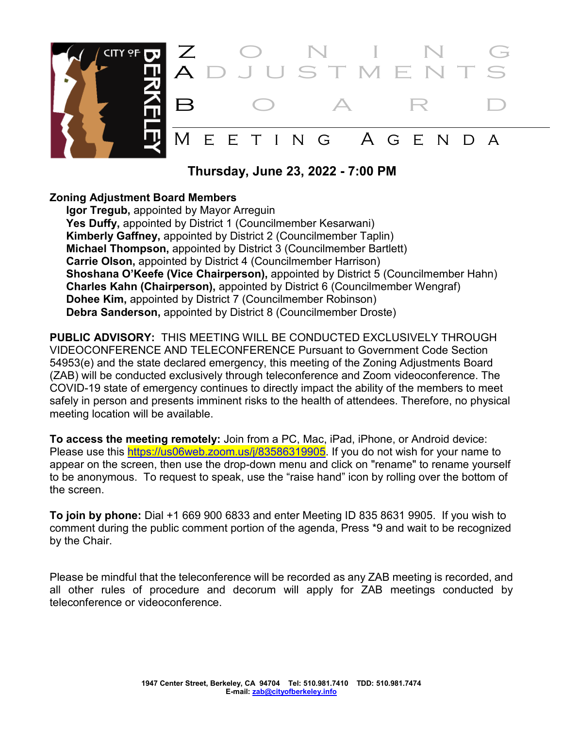# ZONING ADJUSTMENTS BOARD

## MEETING AGENDA

**Thursday, June 23, 2022 - 7:00 PM**

**Zoning Adjustment Board Members**

**Igor Tregub,** appointed by Mayor Arreguin
**Yes Duffy,** appointed by District 1 (Councilmember Kesarwani)
**Kimberly Gaffney,** appointed by District 2 (Councilmember Taplin)
**Michael Thompson,** appointed by District 3 (Councilmember Bartlett)
**Carrie Olson,** appointed by District 4 (Councilmember Harrison)
**Shoshana O'Keefe (Vice Chairperson),** appointed by District 5 (Councilmember Hahn)
**Charles Kahn (Chairperson),** appointed by District 6 (Councilmember Wengraf)
**Dohee Kim,** appointed by District 7 (Councilmember Robinson)
**Debra Sanderson,** appointed by District 8 (Councilmember Droste)

**PUBLIC ADVISORY:** THIS MEETING WILL BE CONDUCTED EXCLUSIVELY THROUGH VIDEOCONFERENCE AND TELECONFERENCE Pursuant to Government Code Section 54953(e) and the state declared emergency, this meeting of the Zoning Adjustments Board (ZAB) will be conducted exclusively through teleconference and Zoom videoconference. The COVID-19 state of emergency continues to directly impact the ability of the members to meet safely in person and presents imminent risks to the health of attendees. Therefore, no physical meeting location will be available.

**To access the meeting remotely:** Join from a PC, Mac, iPad, iPhone, or Android device: Please use this https://us06web.zoom.us/j/83586319905. If you do not wish for your name to appear on the screen, then use the drop-down menu and click on "rename" to rename yourself to be anonymous. To request to speak, use the "raise hand" icon by rolling over the bottom of the screen.

**To join by phone:** Dial +1 669 900 6833 and enter Meeting ID 835 8631 9905. If you wish to comment during the public comment portion of the agenda, Press *9 and wait to be recognized by the Chair.

Please be mindful that the teleconference will be recorded as any ZAB meeting is recorded, and all other rules of procedure and decorum will apply for ZAB meetings conducted by teleconference or videoconference.

**1947 Center Street, Berkeley, CA 94704 Tel: 510.981.7410 TDD: 510.981.7474**
**E-mail: zab@cityofberkeley.info**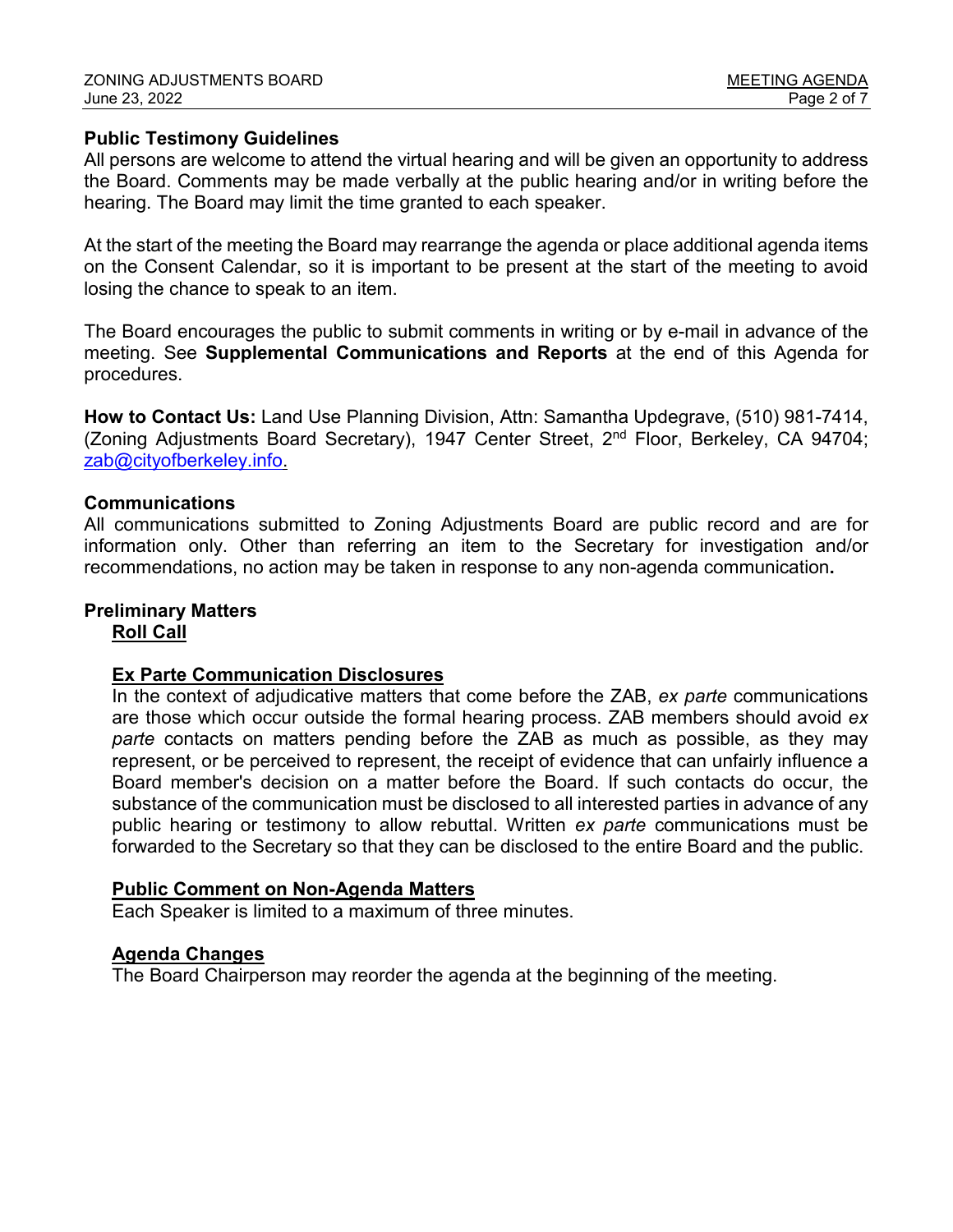**Public Testimony Guidelines**

All persons are welcome to attend the virtual hearing and will be given an opportunity to address the Board. Comments may be made verbally at the public hearing and/or in writing before the hearing. The Board may limit the time granted to each speaker.

At the start of the meeting the Board may rearrange the agenda or place additional agenda items on the Consent Calendar, so it is important to be present at the start of the meeting to avoid losing the chance to speak to an item.

The Board encourages the public to submit comments in writing or by e-mail in advance of the meeting. See **Supplemental Communications and Reports** at the end of this Agenda for procedures.

**How to Contact Us:** Land Use Planning Division, Attn: Samantha Updegrave, (510) 981-7414, (Zoning Adjustments Board Secretary), 1947 Center Street, 2nd Floor, Berkeley, CA 94704; zab@cityofberkeley.info.

**Communications**

All communications submitted to Zoning Adjustments Board are public record and are for information only. Other than referring an item to the Secretary for investigation and/or recommendations, no action may be taken in response to any non-agenda communication**.**

**Preliminary Matters**

**Roll Call**

**Ex Parte Communication Disclosures**

In the context of adjudicative matters that come before the ZAB, *ex parte* communications are those which occur outside the formal hearing process. ZAB members should avoid *ex parte* contacts on matters pending before the ZAB as much as possible, as they may represent, or be perceived to represent, the receipt of evidence that can unfairly influence a Board member's decision on a matter before the Board. If such contacts do occur, the substance of the communication must be disclosed to all interested parties in advance of any public hearing or testimony to allow rebuttal. Written *ex parte* communications must be forwarded to the Secretary so that they can be disclosed to the entire Board and the public.

**Public Comment on Non-Agenda Matters**

Each Speaker is limited to a maximum of three minutes.

**Agenda Changes**

The Board Chairperson may reorder the agenda at the beginning of the meeting.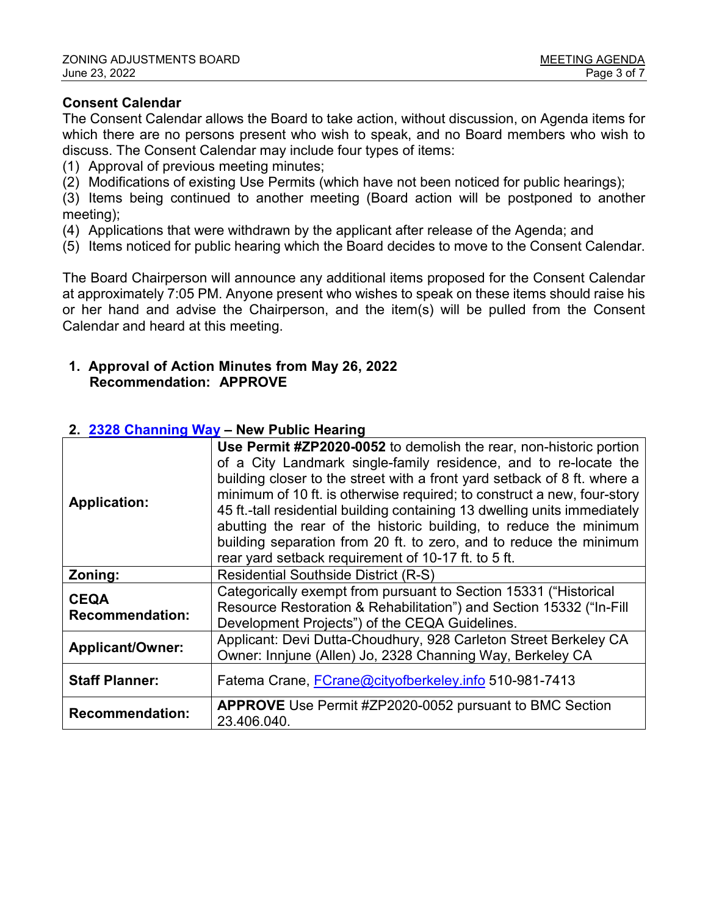## Consent Calendar

The Consent Calendar allows the Board to take action, without discussion, on Agenda items for which there are no persons present who wish to speak, and no Board members who wish to discuss. The Consent Calendar may include four types of items:

(1) Approval of previous meeting minutes;
(2) Modifications of existing Use Permits (which have not been noticed for public hearings);
(3) Items being continued to another meeting (Board action will be postponed to another meeting);
(4) Applications that were withdrawn by the applicant after release of the Agenda; and
(5) Items noticed for public hearing which the Board decides to move to the Consent Calendar.

The Board Chairperson will announce any additional items proposed for the Consent Calendar at approximately 7:05 PM. Anyone present who wishes to speak on these items should raise his or her hand and advise the Chairperson, and the item(s) will be pulled from the Consent Calendar and heard at this meeting.

**1. Approval of Action Minutes from May 26, 2022**
**Recommendation: APPROVE**

**2. 2328 Channing Way – New Public Hearing**

| | |
|---|---|
| **Application:** | **Use Permit #ZP2020-0052** to demolish the rear, non-historic portion of a City Landmark single-family residence, and to re-locate the building closer to the street with a front yard setback of 8 ft. where a minimum of 10 ft. is otherwise required; to construct a new, four-story 45 ft.-tall residential building containing 13 dwelling units immediately abutting the rear of the historic building, to reduce the minimum building separation from 20 ft. to zero, and to reduce the minimum rear yard setback requirement of 10-17 ft. to 5 ft. |
| **Zoning:** | Residential Southside District (R-S) |
| **CEQA Recommendation:** | Categorically exempt from pursuant to Section 15331 ("Historical Resource Restoration & Rehabilitation") and Section 15332 ("In-Fill Development Projects") of the CEQA Guidelines. |
| **Applicant/Owner:** | Applicant: Devi Dutta-Choudhury, 928 Carleton Street Berkeley CA<br>Owner: Innjune (Allen) Jo, 2328 Channing Way, Berkeley CA |
| **Staff Planner:** | Fatema Crane, FCrane@cityofberkeley.info 510-981-7413 |
| **Recommendation:** | **APPROVE** Use Permit #ZP2020-0052 pursuant to BMC Section 23.406.040. |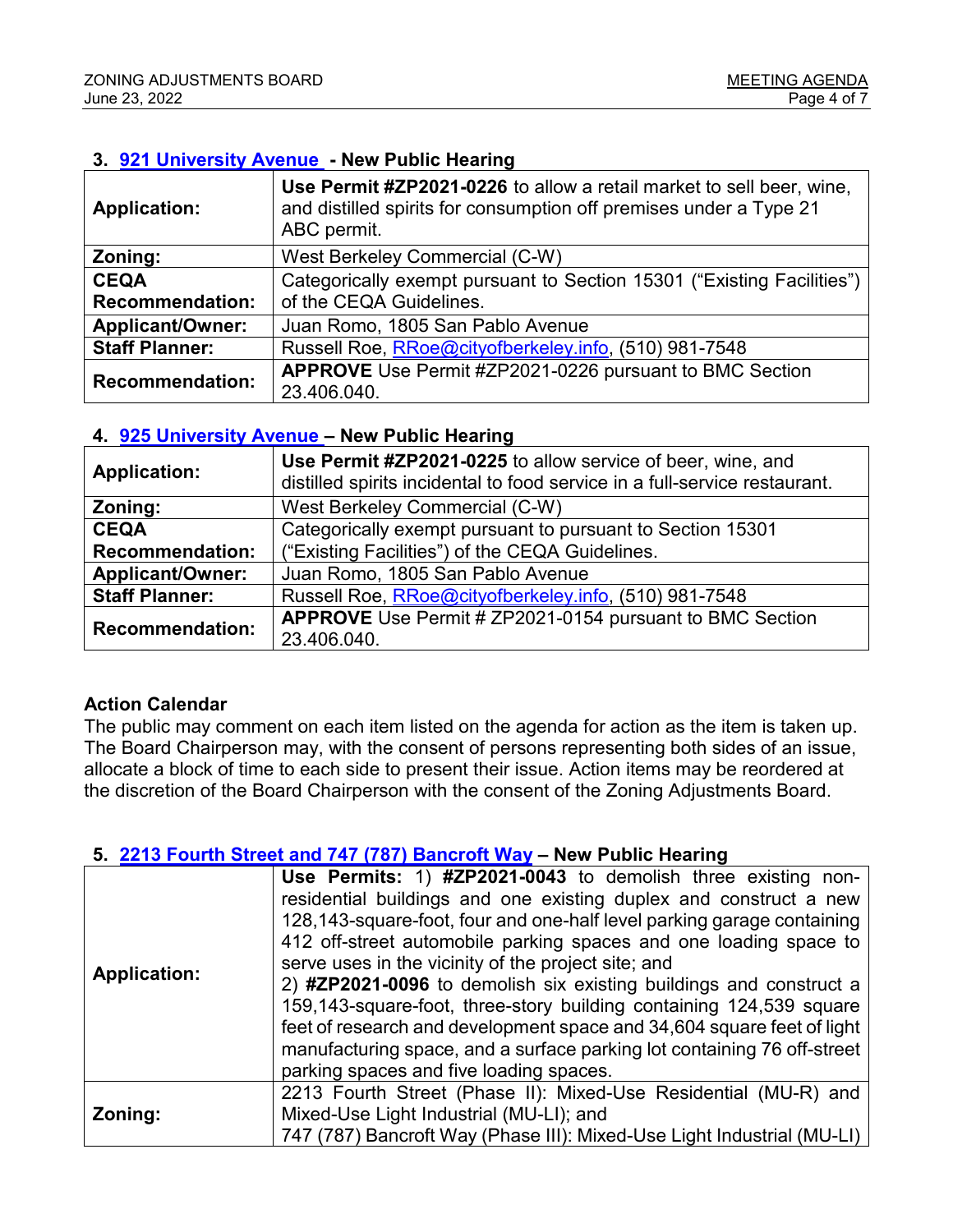### 3. [921 University Avenue](#) - New Public Hearing

| | |
|---|---|
| **Application:** | **Use Permit #ZP2021-0226** to allow a retail market to sell beer, wine, and distilled spirits for consumption off premises under a Type 21 ABC permit. |
| **Zoning:** | West Berkeley Commercial (C-W) |
| **CEQA Recommendation:** | Categorically exempt pursuant to Section 15301 ("Existing Facilities") of the CEQA Guidelines. |
| **Applicant/Owner:** | Juan Romo, 1805 San Pablo Avenue |
| **Staff Planner:** | Russell Roe, RRoe@cityofberkeley.info, (510) 981-7548 |
| **Recommendation:** | **APPROVE** Use Permit #ZP2021-0226 pursuant to BMC Section 23.406.040. |

### 4. [925 University Avenue](#) – New Public Hearing

| | |
|---|---|
| **Application:** | **Use Permit #ZP2021-0225** to allow service of beer, wine, and distilled spirits incidental to food service in a full-service restaurant. |
| **Zoning:** | West Berkeley Commercial (C-W) |
| **CEQA Recommendation:** | Categorically exempt pursuant to pursuant to Section 15301 ("Existing Facilities") of the CEQA Guidelines. |
| **Applicant/Owner:** | Juan Romo, 1805 San Pablo Avenue |
| **Staff Planner:** | Russell Roe, RRoe@cityofberkeley.info, (510) 981-7548 |
| **Recommendation:** | **APPROVE** Use Permit # ZP2021-0154 pursuant to BMC Section 23.406.040. |

## Action Calendar

The public may comment on each item listed on the agenda for action as the item is taken up. The Board Chairperson may, with the consent of persons representing both sides of an issue, allocate a block of time to each side to present their issue. Action items may be reordered at the discretion of the Board Chairperson with the consent of the Zoning Adjustments Board.

### 5. [2213 Fourth Street and 747 (787) Bancroft Way](#) – New Public Hearing

| | |
|---|---|
| **Application:** | **Use Permits:** 1) **#ZP2021-0043** to demolish three existing non-residential buildings and one existing duplex and construct a new 128,143-square-foot, four and one-half level parking garage containing 412 off-street automobile parking spaces and one loading space to serve uses in the vicinity of the project site; and<br>2) **#ZP2021-0096** to demolish six existing buildings and construct a 159,143-square-foot, three-story building containing 124,539 square feet of research and development space and 34,604 square feet of light manufacturing space, and a surface parking lot containing 76 off-street parking spaces and five loading spaces. |
| **Zoning:** | 2213 Fourth Street (Phase II): Mixed-Use Residential (MU-R) and Mixed-Use Light Industrial (MU-LI); and<br>747 (787) Bancroft Way (Phase III): Mixed-Use Light Industrial (MU-LI) |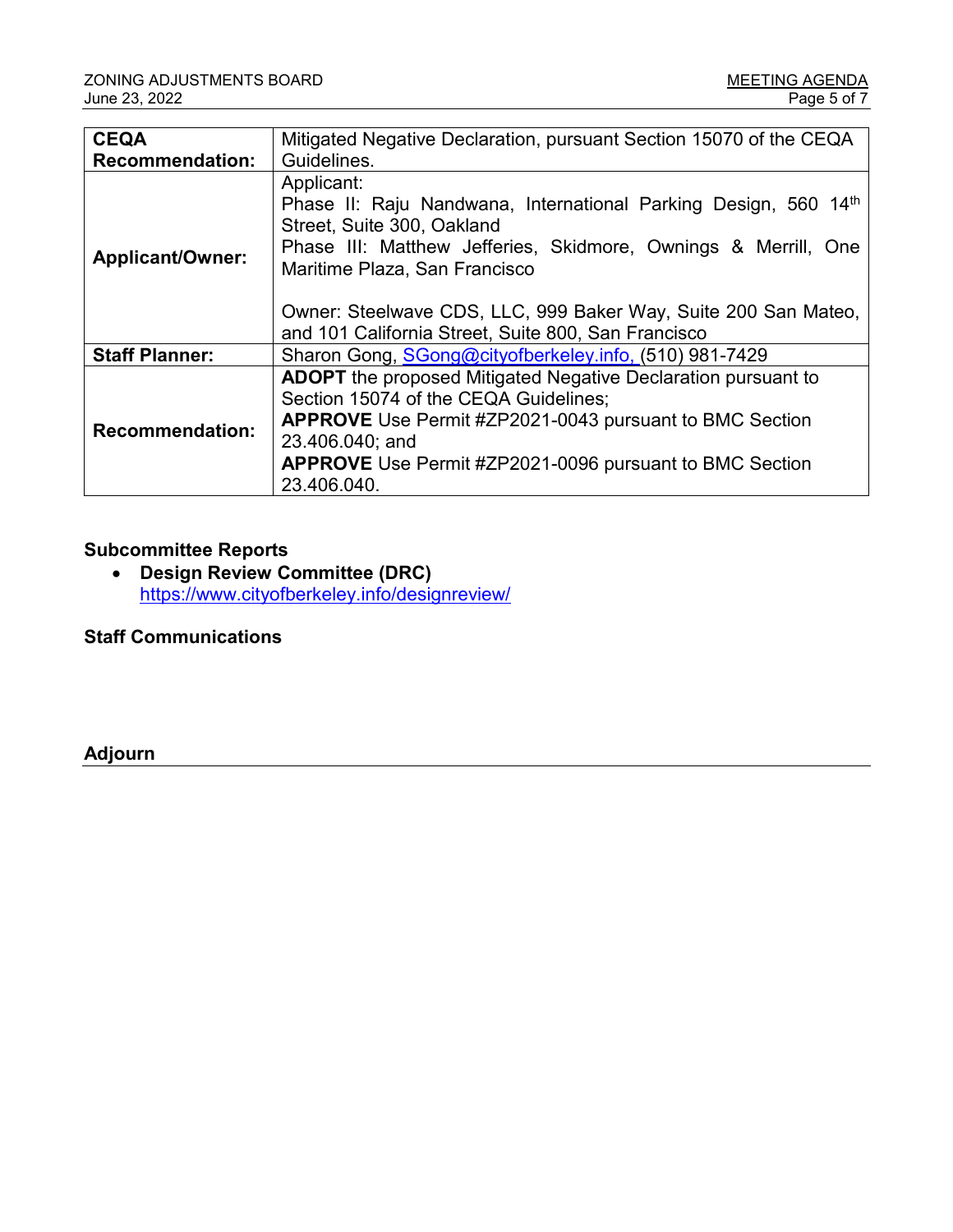| | |
|---|---|
| **CEQA Recommendation:** | Mitigated Negative Declaration, pursuant Section 15070 of the CEQA Guidelines. |
| **Applicant/Owner:** | Applicant:<br>Phase II: Raju Nandwana, International Parking Design, 560 14th Street, Suite 300, Oakland<br>Phase III: Matthew Jefferies, Skidmore, Ownings & Merrill, One Maritime Plaza, San Francisco<br><br>Owner: Steelwave CDS, LLC, 999 Baker Way, Suite 200 San Mateo, and 101 California Street, Suite 800, San Francisco |
| **Staff Planner:** | Sharon Gong, SGong@cityofberkeley.info, (510) 981-7429 |
| **Recommendation:** | **ADOPT** the proposed Mitigated Negative Declaration pursuant to Section 15074 of the CEQA Guidelines;<br>**APPROVE** Use Permit #ZP2021-0043 pursuant to BMC Section 23.406.040; and<br>**APPROVE** Use Permit #ZP2021-0096 pursuant to BMC Section 23.406.040. |

**Subcommittee Reports**

- **Design Review Committee (DRC)**
  https://www.cityofberkeley.info/designreview/

**Staff Communications**

**Adjourn**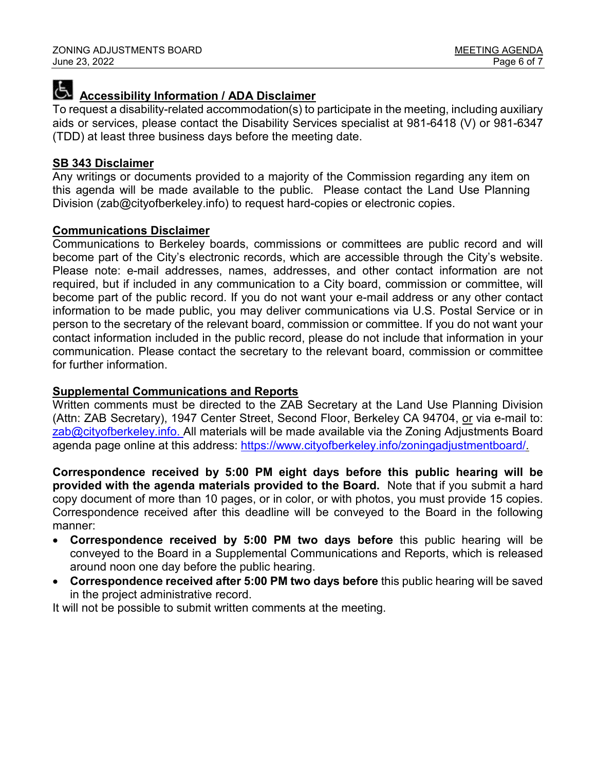**Accessibility Information / ADA Disclaimer**

To request a disability-related accommodation(s) to participate in the meeting, including auxiliary aids or services, please contact the Disability Services specialist at 981-6418 (V) or 981-6347 (TDD) at least three business days before the meeting date.

**SB 343 Disclaimer**

Any writings or documents provided to a majority of the Commission regarding any item on this agenda will be made available to the public. Please contact the Land Use Planning Division (zab@cityofberkeley.info) to request hard-copies or electronic copies.

**Communications Disclaimer**

Communications to Berkeley boards, commissions or committees are public record and will become part of the City's electronic records, which are accessible through the City's website. Please note: e-mail addresses, names, addresses, and other contact information are not required, but if included in any communication to a City board, commission or committee, will become part of the public record. If you do not want your e-mail address or any other contact information to be made public, you may deliver communications via U.S. Postal Service or in person to the secretary of the relevant board, commission or committee. If you do not want your contact information included in the public record, please do not include that information in your communication. Please contact the secretary to the relevant board, commission or committee for further information.

**Supplemental Communications and Reports**

Written comments must be directed to the ZAB Secretary at the Land Use Planning Division (Attn: ZAB Secretary), 1947 Center Street, Second Floor, Berkeley CA 94704, or via e-mail to: zab@cityofberkeley.info. All materials will be made available via the Zoning Adjustments Board agenda page online at this address: https://www.cityofberkeley.info/zoningadjustmentboard/.

**Correspondence received by 5:00 PM eight days before this public hearing will be provided with the agenda materials provided to the Board.** Note that if you submit a hard copy document of more than 10 pages, or in color, or with photos, you must provide 15 copies. Correspondence received after this deadline will be conveyed to the Board in the following manner:

- **Correspondence received by 5:00 PM two days before** this public hearing will be conveyed to the Board in a Supplemental Communications and Reports, which is released around noon one day before the public hearing.
- **Correspondence received after 5:00 PM two days before** this public hearing will be saved in the project administrative record.

It will not be possible to submit written comments at the meeting.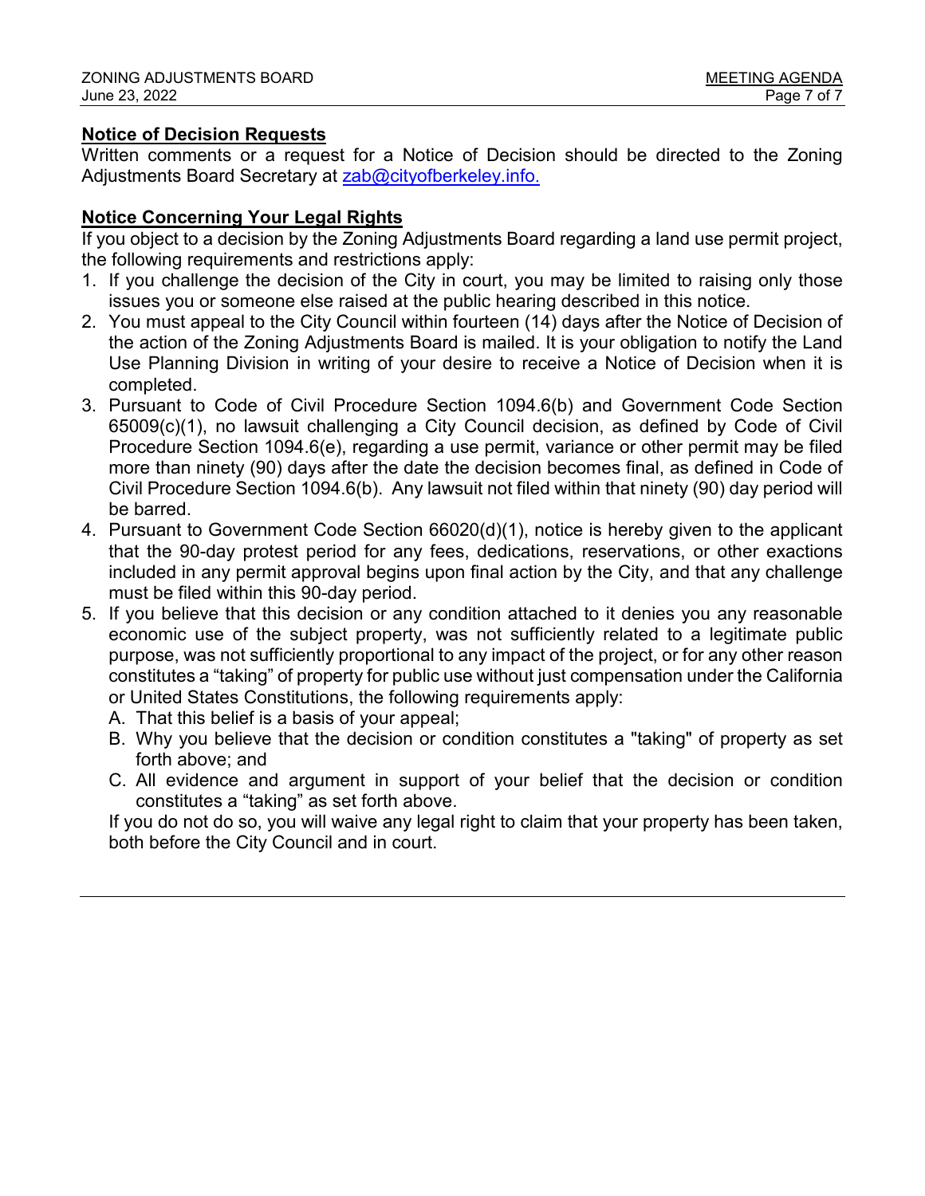**Notice of Decision Requests**

Written comments or a request for a Notice of Decision should be directed to the Zoning Adjustments Board Secretary at zab@cityofberkeley.info.

**Notice Concerning Your Legal Rights**

If you object to a decision by the Zoning Adjustments Board regarding a land use permit project, the following requirements and restrictions apply:

1. If you challenge the decision of the City in court, you may be limited to raising only those issues you or someone else raised at the public hearing described in this notice.
2. You must appeal to the City Council within fourteen (14) days after the Notice of Decision of the action of the Zoning Adjustments Board is mailed. It is your obligation to notify the Land Use Planning Division in writing of your desire to receive a Notice of Decision when it is completed.
3. Pursuant to Code of Civil Procedure Section 1094.6(b) and Government Code Section 65009(c)(1), no lawsuit challenging a City Council decision, as defined by Code of Civil Procedure Section 1094.6(e), regarding a use permit, variance or other permit may be filed more than ninety (90) days after the date the decision becomes final, as defined in Code of Civil Procedure Section 1094.6(b). Any lawsuit not filed within that ninety (90) day period will be barred.
4. Pursuant to Government Code Section 66020(d)(1), notice is hereby given to the applicant that the 90-day protest period for any fees, dedications, reservations, or other exactions included in any permit approval begins upon final action by the City, and that any challenge must be filed within this 90-day period.
5. If you believe that this decision or any condition attached to it denies you any reasonable economic use of the subject property, was not sufficiently related to a legitimate public purpose, was not sufficiently proportional to any impact of the project, or for any other reason constitutes a "taking" of property for public use without just compensation under the California or United States Constitutions, the following requirements apply:
   A. That this belief is a basis of your appeal;
   B. Why you believe that the decision or condition constitutes a "taking" of property as set forth above; and
   C. All evidence and argument in support of your belief that the decision or condition constitutes a "taking" as set forth above.

   If you do not do so, you will waive any legal right to claim that your property has been taken, both before the City Council and in court.